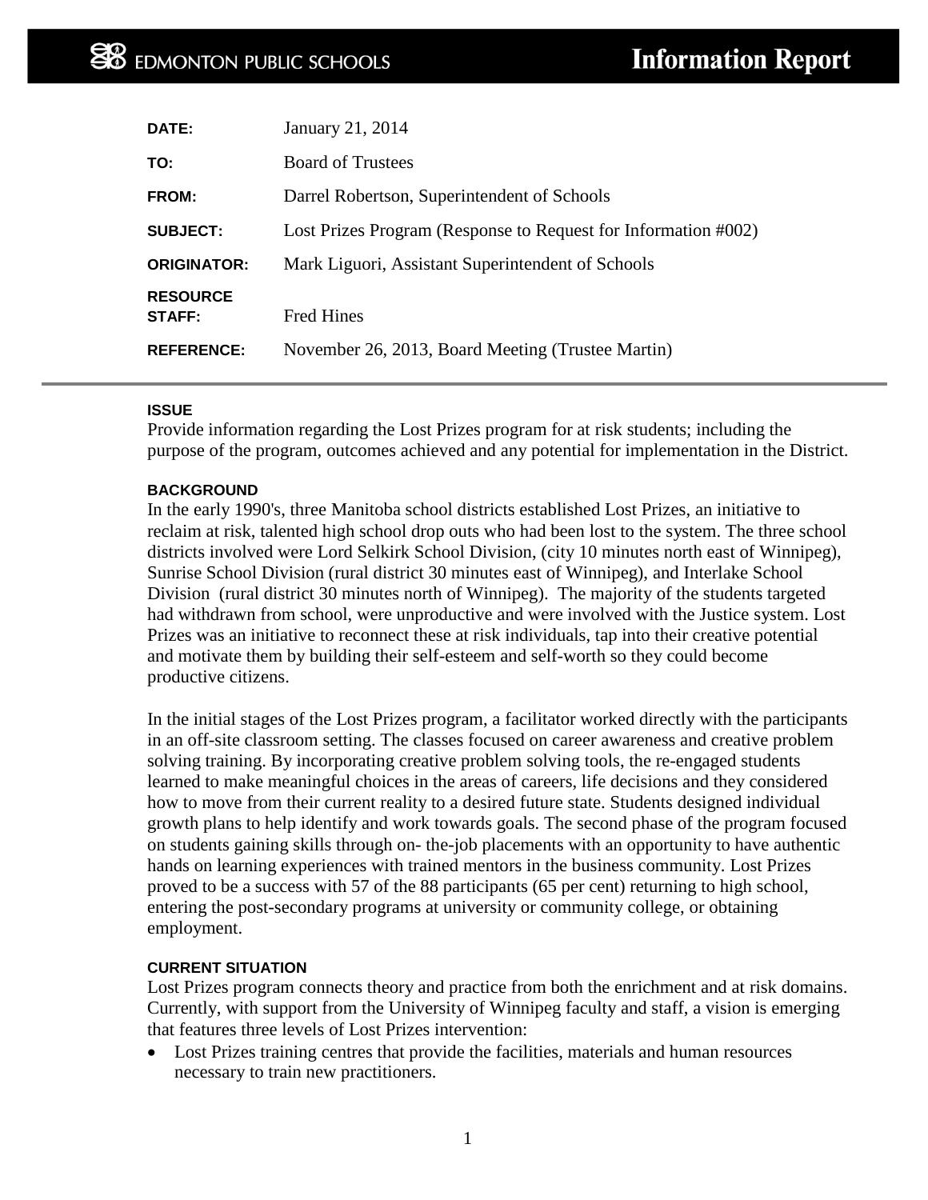EDMONTON PUBLIC SCHOOLS

# Information Report

| | |
|---|---|
| **DATE:** | January 21, 2014 |
| **TO:** | Board of Trustees |
| **FROM:** | Darrel Robertson, Superintendent of Schools |
| **SUBJECT:** | Lost Prizes Program (Response to Request for Information #002) |
| **ORIGINATOR:** | Mark Liguori, Assistant Superintendent of Schools |
| **RESOURCE STAFF:** | Fred Hines |
| **REFERENCE:** | November 26, 2013, Board Meeting (Trustee Martin) |

---

### ISSUE

Provide information regarding the Lost Prizes program for at risk students; including the purpose of the program, outcomes achieved and any potential for implementation in the District.

### BACKGROUND

In the early 1990's, three Manitoba school districts established Lost Prizes, an initiative to reclaim at risk, talented high school drop outs who had been lost to the system. The three school districts involved were Lord Selkirk School Division, (city 10 minutes north east of Winnipeg), Sunrise School Division (rural district 30 minutes east of Winnipeg), and Interlake School Division (rural district 30 minutes north of Winnipeg). The majority of the students targeted had withdrawn from school, were unproductive and were involved with the Justice system. Lost Prizes was an initiative to reconnect these at risk individuals, tap into their creative potential and motivate them by building their self-esteem and self-worth so they could become productive citizens.

In the initial stages of the Lost Prizes program, a facilitator worked directly with the participants in an off-site classroom setting. The classes focused on career awareness and creative problem solving training. By incorporating creative problem solving tools, the re-engaged students learned to make meaningful choices in the areas of careers, life decisions and they considered how to move from their current reality to a desired future state. Students designed individual growth plans to help identify and work towards goals. The second phase of the program focused on students gaining skills through on- the-job placements with an opportunity to have authentic hands on learning experiences with trained mentors in the business community. Lost Prizes proved to be a success with 57 of the 88 participants (65 per cent) returning to high school, entering the post-secondary programs at university or community college, or obtaining employment.

### CURRENT SITUATION

Lost Prizes program connects theory and practice from both the enrichment and at risk domains. Currently, with support from the University of Winnipeg faculty and staff, a vision is emerging that features three levels of Lost Prizes intervention:

- Lost Prizes training centres that provide the facilities, materials and human resources necessary to train new practitioners.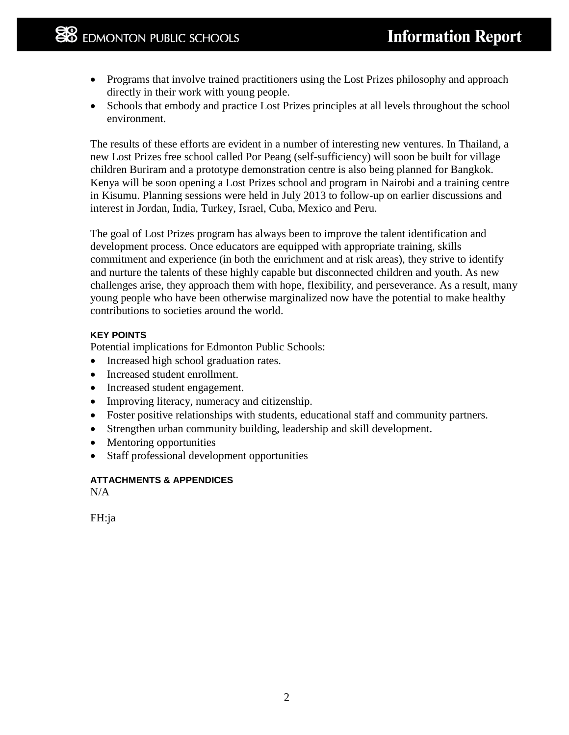- Programs that involve trained practitioners using the Lost Prizes philosophy and approach directly in their work with young people.
- Schools that embody and practice Lost Prizes principles at all levels throughout the school environment.

The results of these efforts are evident in a number of interesting new ventures. In Thailand, a new Lost Prizes free school called Por Peang (self-sufficiency) will soon be built for village children Buriram and a prototype demonstration centre is also being planned for Bangkok. Kenya will be soon opening a Lost Prizes school and program in Nairobi and a training centre in Kisumu. Planning sessions were held in July 2013 to follow-up on earlier discussions and interest in Jordan, India, Turkey, Israel, Cuba, Mexico and Peru.

The goal of Lost Prizes program has always been to improve the talent identification and development process. Once educators are equipped with appropriate training, skills commitment and experience (in both the enrichment and at risk areas), they strive to identify and nurture the talents of these highly capable but disconnected children and youth. As new challenges arise, they approach them with hope, flexibility, and perseverance. As a result, many young people who have been otherwise marginalized now have the potential to make healthy contributions to societies around the world.

**KEY POINTS**

Potential implications for Edmonton Public Schools:

- Increased high school graduation rates.
- Increased student enrollment.
- Increased student engagement.
- Improving literacy, numeracy and citizenship.
- Foster positive relationships with students, educational staff and community partners.
- Strengthen urban community building, leadership and skill development.
- Mentoring opportunities
- Staff professional development opportunities

**ATTACHMENTS & APPENDICES**

N/A

FH:ja